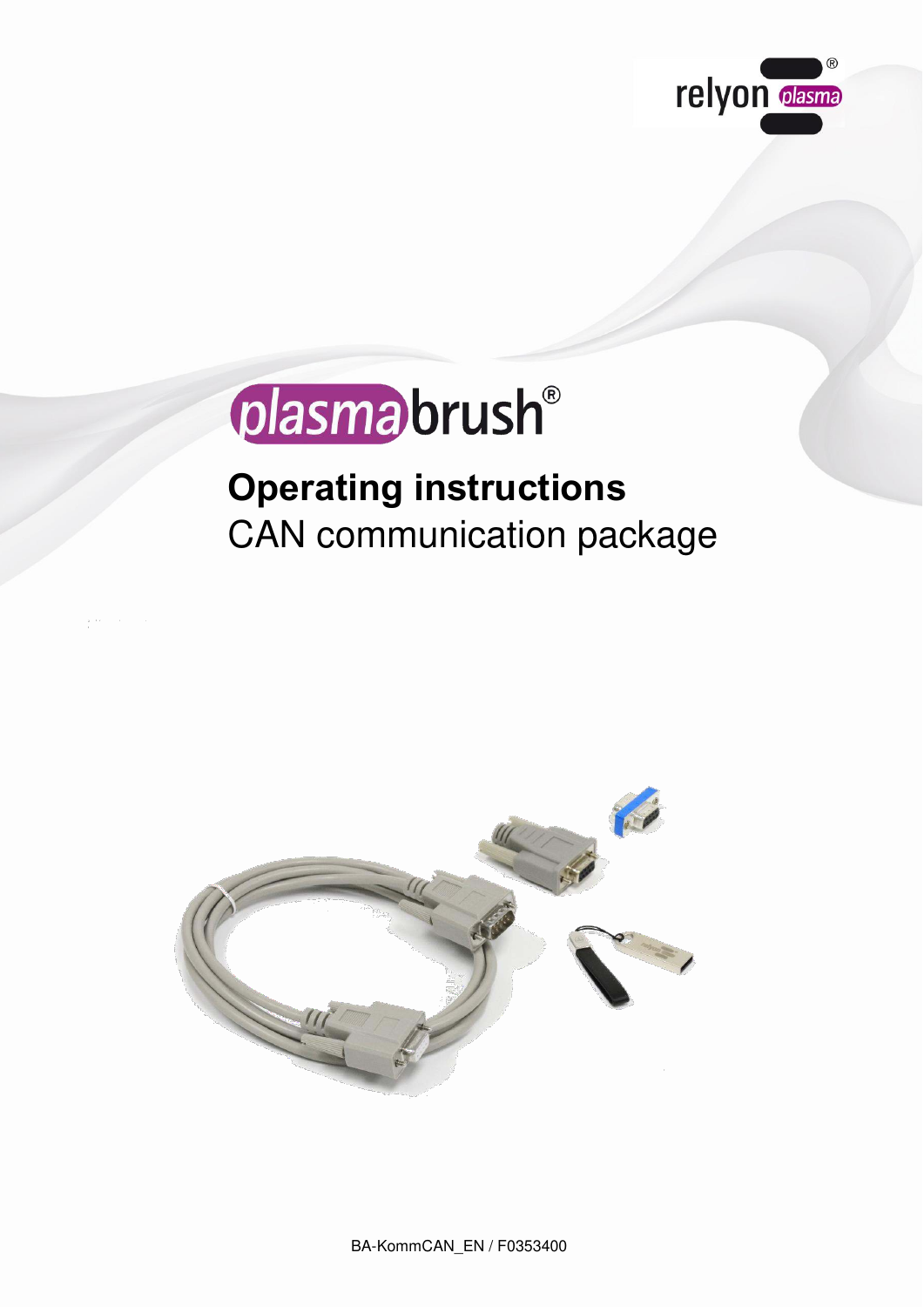relyon plasma

# plasmabrush®

## Operating instructions

CAN communication package

BA-KommCAN_EN / F0353400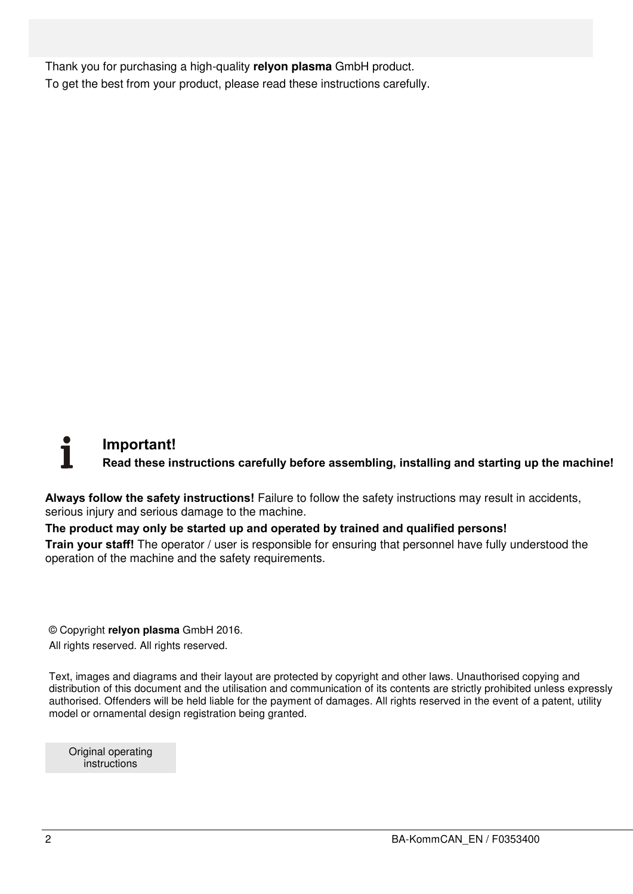Thank you for purchasing a high-quality **relyon plasma** GmbH product.

To get the best from your product, please read these instructions carefully.

### Important!

**Read these instructions carefully before assembling, installing and starting up the machine!**

**Always follow the safety instructions!** Failure to follow the safety instructions may result in accidents, serious injury and serious damage to the machine.

**The product may only be started up and operated by trained and qualified persons!**

**Train your staff!** The operator / user is responsible for ensuring that personnel have fully understood the operation of the machine and the safety requirements.

© Copyright **relyon plasma** GmbH 2016.
All rights reserved. All rights reserved.

Text, images and diagrams and their layout are protected by copyright and other laws. Unauthorised copying and distribution of this document and the utilisation and communication of its contents are strictly prohibited unless expressly authorised. Offenders will be held liable for the payment of damages. All rights reserved in the event of a patent, utility model or ornamental design registration being granted.

Original operating instructions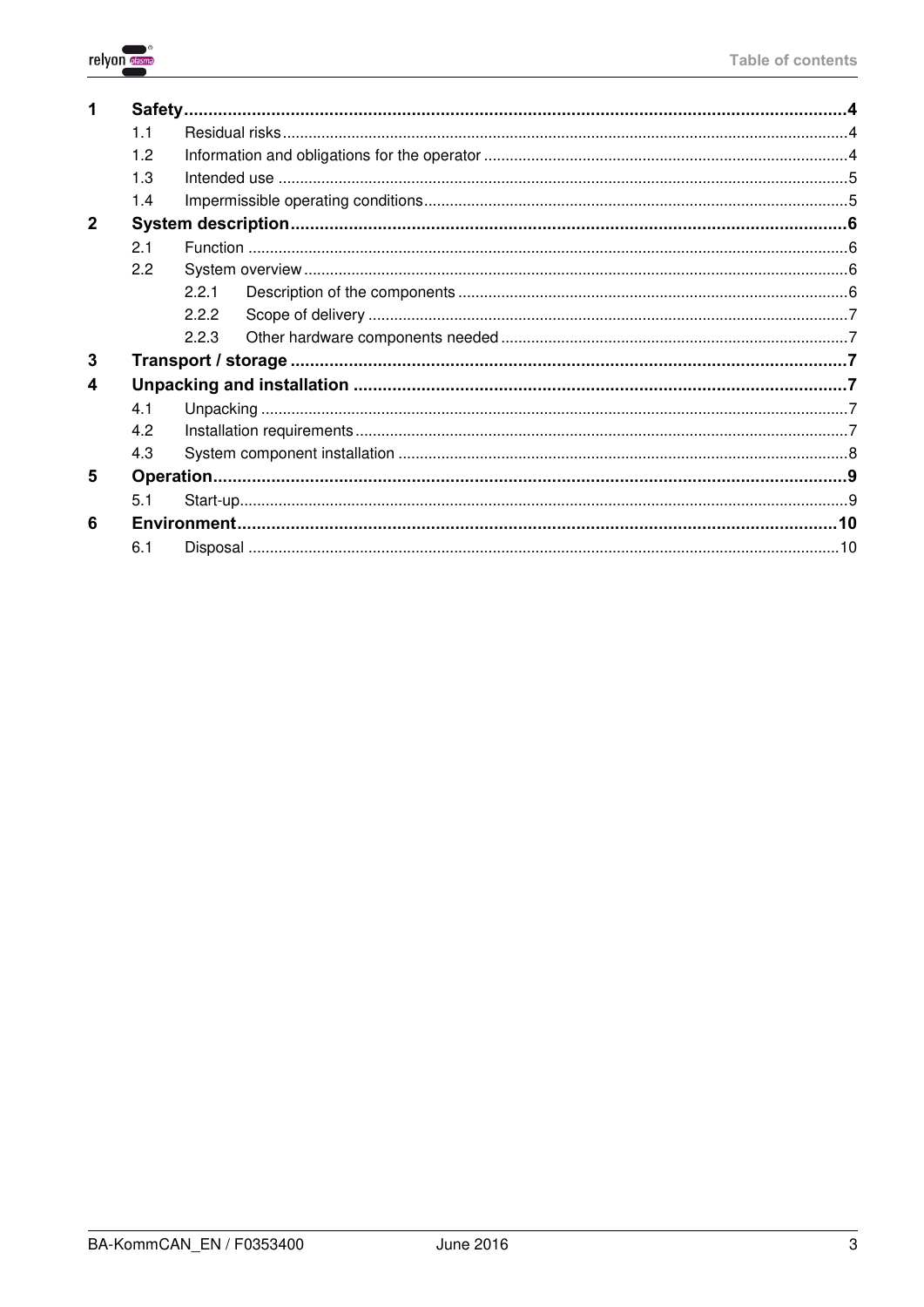# Table of contents

| | | | |
|---|---|---|---|
| **1** | **Safety** | | **4** |
| | 1.1 | Residual risks | 4 |
| | 1.2 | Information and obligations for the operator | 4 |
| | 1.3 | Intended use | 5 |
| | 1.4 | Impermissible operating conditions | 5 |
| **2** | **System description** | | **6** |
| | 2.1 | Function | 6 |
| | 2.2 | System overview | 6 |
| | 2.2.1 | Description of the components | 6 |
| | 2.2.2 | Scope of delivery | 7 |
| | 2.2.3 | Other hardware components needed | 7 |
| **3** | **Transport / storage** | | **7** |
| **4** | **Unpacking and installation** | | **7** |
| | 4.1 | Unpacking | 7 |
| | 4.2 | Installation requirements | 7 |
| | 4.3 | System component installation | 8 |
| **5** | **Operation** | | **9** |
| | 5.1 | Start-up | 9 |
| **6** | **Environment** | | **10** |
| | 6.1 | Disposal | 10 |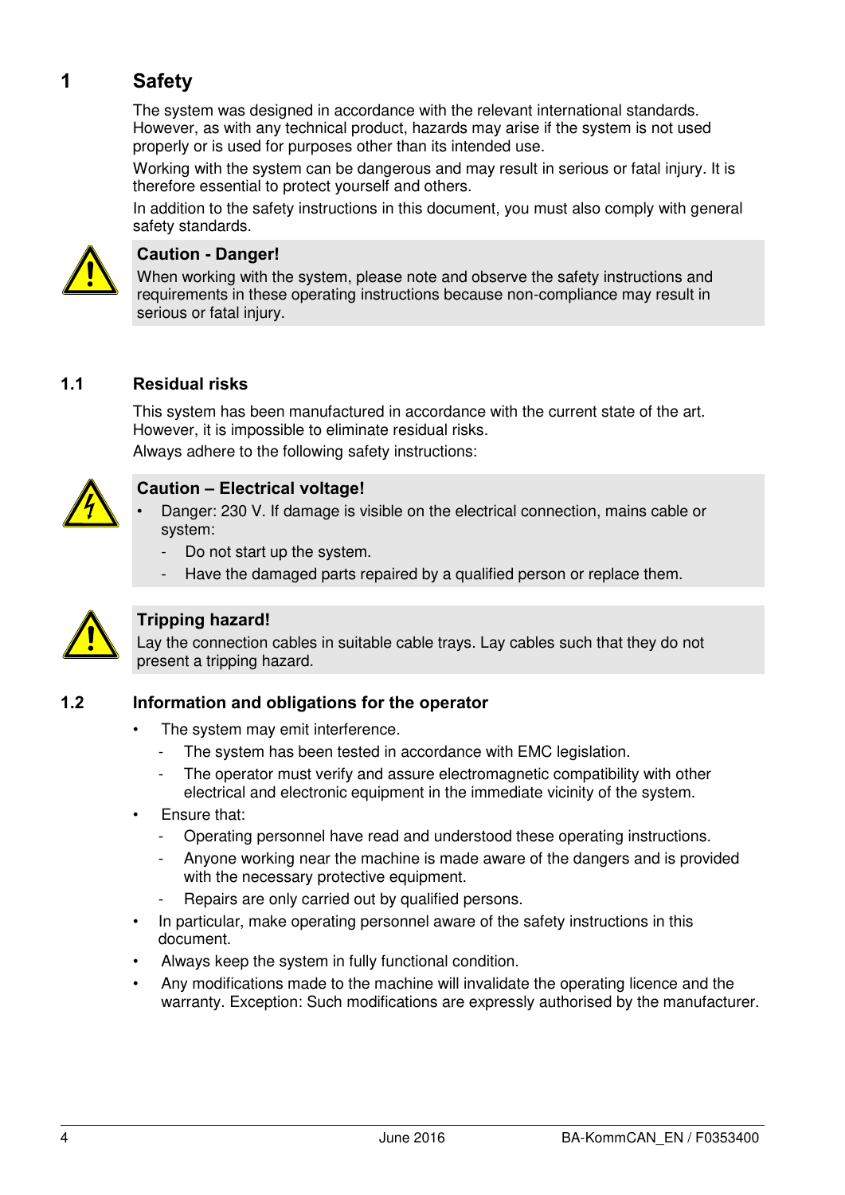# 1 Safety

The system was designed in accordance with the relevant international standards. However, as with any technical product, hazards may arise if the system is not used properly or is used for purposes other than its intended use.

Working with the system can be dangerous and may result in serious or fatal injury. It is therefore essential to protect yourself and others.

In addition to the safety instructions in this document, you must also comply with general safety standards.

> **Caution - Danger!**
> When working with the system, please note and observe the safety instructions and requirements in these operating instructions because non-compliance may result in serious or fatal injury.

## 1.1 Residual risks

This system has been manufactured in accordance with the current state of the art. However, it is impossible to eliminate residual risks.

Always adhere to the following safety instructions:

> **Caution – Electrical voltage!**
> - Danger: 230 V. If damage is visible on the electrical connection, mains cable or system:
>   - Do not start up the system.
>   - Have the damaged parts repaired by a qualified person or replace them.

> **Tripping hazard!**
> Lay the connection cables in suitable cable trays. Lay cables such that they do not present a tripping hazard.

## 1.2 Information and obligations for the operator

- The system may emit interference.
  - The system has been tested in accordance with EMC legislation.
  - The operator must verify and assure electromagnetic compatibility with other electrical and electronic equipment in the immediate vicinity of the system.
- Ensure that:
  - Operating personnel have read and understood these operating instructions.
  - Anyone working near the machine is made aware of the dangers and is provided with the necessary protective equipment.
  - Repairs are only carried out by qualified persons.
- In particular, make operating personnel aware of the safety instructions in this document.
- Always keep the system in fully functional condition.
- Any modifications made to the machine will invalidate the operating licence and the warranty. Exception: Such modifications are expressly authorised by the manufacturer.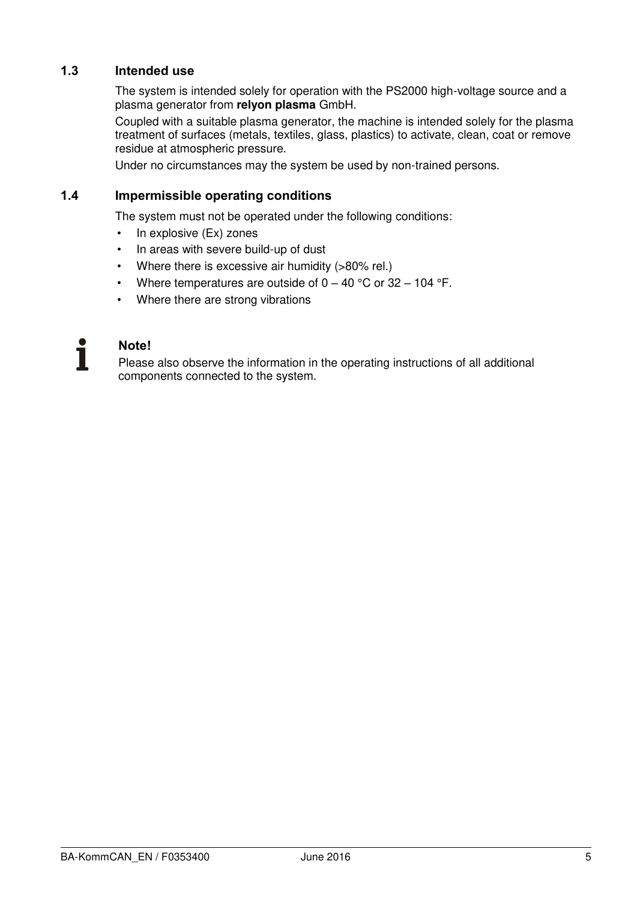## 1.3 Intended use

The system is intended solely for operation with the PS2000 high-voltage source and a plasma generator from **relyon plasma** GmbH.

Coupled with a suitable plasma generator, the machine is intended solely for the plasma treatment of surfaces (metals, textiles, glass, plastics) to activate, clean, coat or remove residue at atmospheric pressure.

Under no circumstances may the system be used by non-trained persons.

## 1.4 Impermissible operating conditions

The system must not be operated under the following conditions:

- In explosive (Ex) zones
- In areas with severe build-up of dust
- Where there is excessive air humidity (>80% rel.)
- Where temperatures are outside of 0 – 40 °C or 32 – 104 °F.
- Where there are strong vibrations

**Note!**
Please also observe the information in the operating instructions of all additional components connected to the system.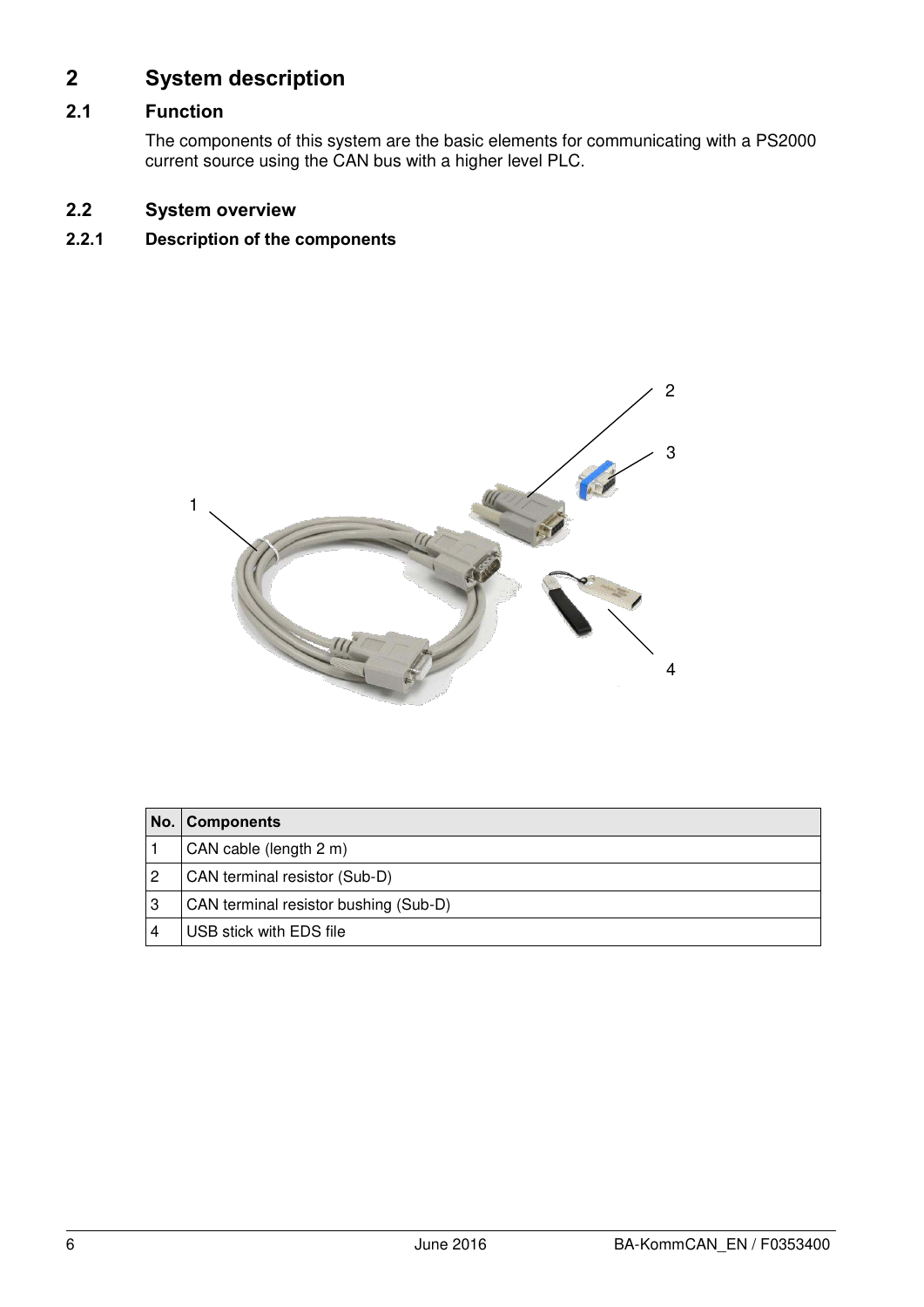# 2 System description

## 2.1 Function

The components of this system are the basic elements for communicating with a PS2000 current source using the CAN bus with a higher level PLC.

## 2.2 System overview

### 2.2.1 Description of the components

| No. | Components |
|---|---|
| 1 | CAN cable (length 2 m) |
| 2 | CAN terminal resistor (Sub-D) |
| 3 | CAN terminal resistor bushing (Sub-D) |
| 4 | USB stick with EDS file |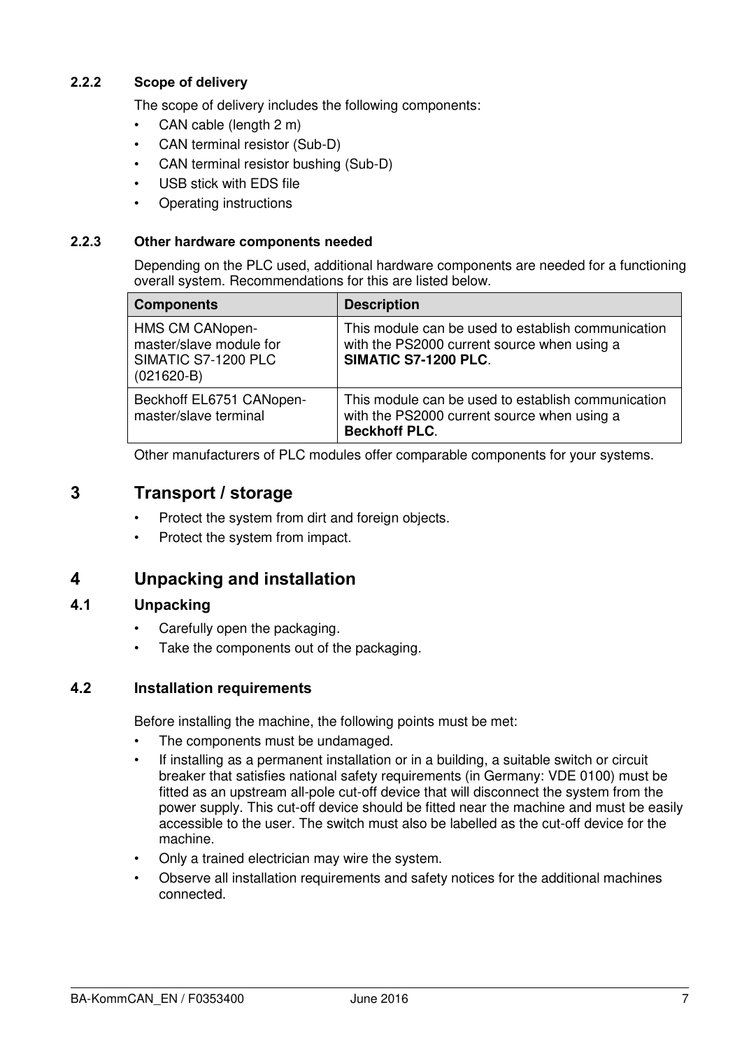### 2.2.2 Scope of delivery

The scope of delivery includes the following components:

- CAN cable (length 2 m)
- CAN terminal resistor (Sub-D)
- CAN terminal resistor bushing (Sub-D)
- USB stick with EDS file
- Operating instructions

### 2.2.3 Other hardware components needed

Depending on the PLC used, additional hardware components are needed for a functioning overall system. Recommendations for this are listed below.

| Components | Description |
|---|---|
| HMS CM CANopen-master/slave module for SIMATIC S7-1200 PLC (021620-B) | This module can be used to establish communication with the PS2000 current source when using a **SIMATIC S7-1200 PLC**. |
| Beckhoff EL6751 CANopen-master/slave terminal | This module can be used to establish communication with the PS2000 current source when using a **Beckhoff PLC**. |

Other manufacturers of PLC modules offer comparable components for your systems.

# 3 Transport / storage

- Protect the system from dirt and foreign objects.
- Protect the system from impact.

# 4 Unpacking and installation

## 4.1 Unpacking

- Carefully open the packaging.
- Take the components out of the packaging.

## 4.2 Installation requirements

Before installing the machine, the following points must be met:

- The components must be undamaged.
- If installing as a permanent installation or in a building, a suitable switch or circuit breaker that satisfies national safety requirements (in Germany: VDE 0100) must be fitted as an upstream all-pole cut-off device that will disconnect the system from the power supply. This cut-off device should be fitted near the machine and must be easily accessible to the user. The switch must also be labelled as the cut-off device for the machine.
- Only a trained electrician may wire the system.
- Observe all installation requirements and safety notices for the additional machines connected.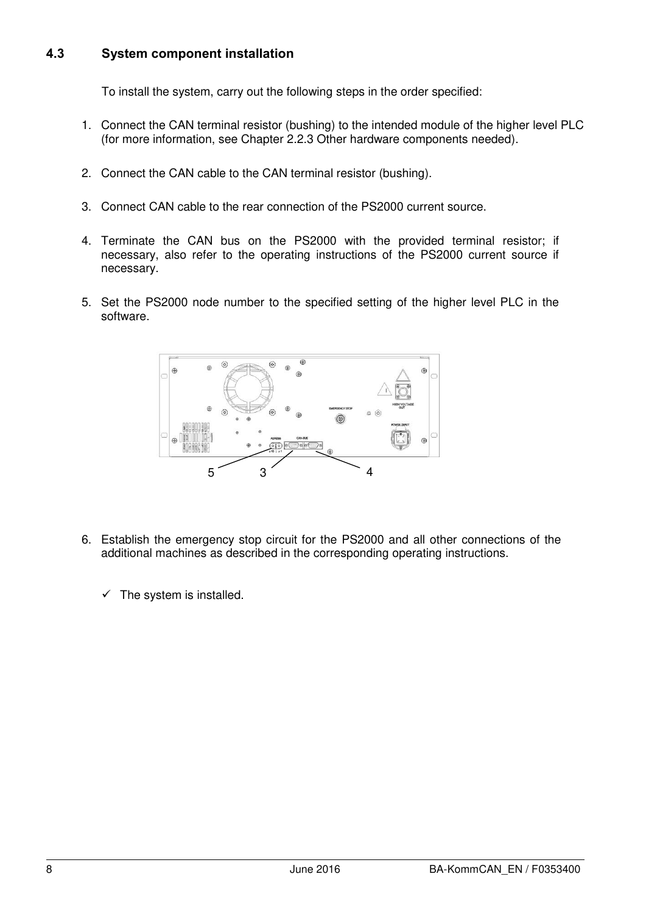### 4.3 System component installation

To install the system, carry out the following steps in the order specified:

1. Connect the CAN terminal resistor (bushing) to the intended module of the higher level PLC (for more information, see Chapter 2.2.3 Other hardware components needed).

2. Connect the CAN cable to the CAN terminal resistor (bushing).

3. Connect CAN cable to the rear connection of the PS2000 current source.

4. Terminate the CAN bus on the PS2000 with the provided terminal resistor; if necessary, also refer to the operating instructions of the PS2000 current source if necessary.

5. Set the PS2000 node number to the specified setting of the higher level PLC in the software.

6. Establish the emergency stop circuit for the PS2000 and all other connections of the additional machines as described in the corresponding operating instructions.

✓ The system is installed.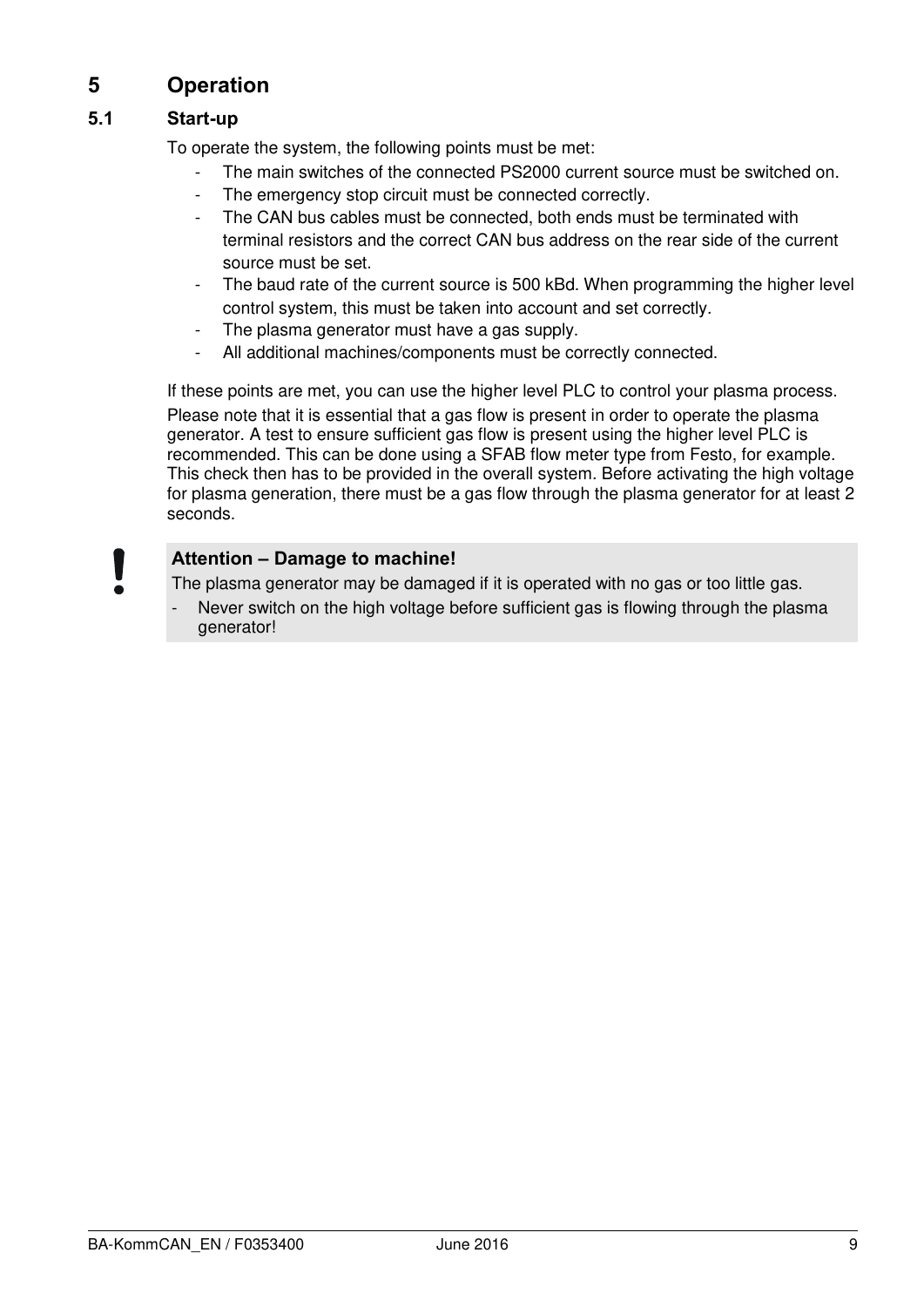# 5 Operation

## 5.1 Start-up

To operate the system, the following points must be met:

- The main switches of the connected PS2000 current source must be switched on.
- The emergency stop circuit must be connected correctly.
- The CAN bus cables must be connected, both ends must be terminated with terminal resistors and the correct CAN bus address on the rear side of the current source must be set.
- The baud rate of the current source is 500 kBd. When programming the higher level control system, this must be taken into account and set correctly.
- The plasma generator must have a gas supply.
- All additional machines/components must be correctly connected.

If these points are met, you can use the higher level PLC to control your plasma process.

Please note that it is essential that a gas flow is present in order to operate the plasma generator. A test to ensure sufficient gas flow is present using the higher level PLC is recommended. This can be done using a SFAB flow meter type from Festo, for example. This check then has to be provided in the overall system. Before activating the high voltage for plasma generation, there must be a gas flow through the plasma generator for at least 2 seconds.

**!**

**Attention – Damage to machine!**

The plasma generator may be damaged if it is operated with no gas or too little gas.

- Never switch on the high voltage before sufficient gas is flowing through the plasma generator!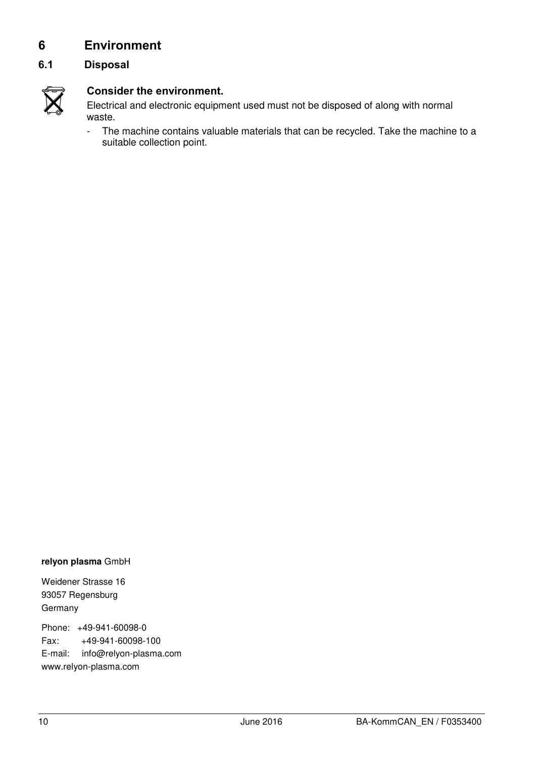# 6 Environment

## 6.1 Disposal

**Consider the environment.**

Electrical and electronic equipment used must not be disposed of along with normal waste.

- The machine contains valuable materials that can be recycled. Take the machine to a suitable collection point.

**relyon plasma** GmbH

Weidener Strasse 16
93057 Regensburg
Germany

Phone: +49-941-60098-0
Fax: +49-941-60098-100
E-mail: info@relyon-plasma.com
www.relyon-plasma.com